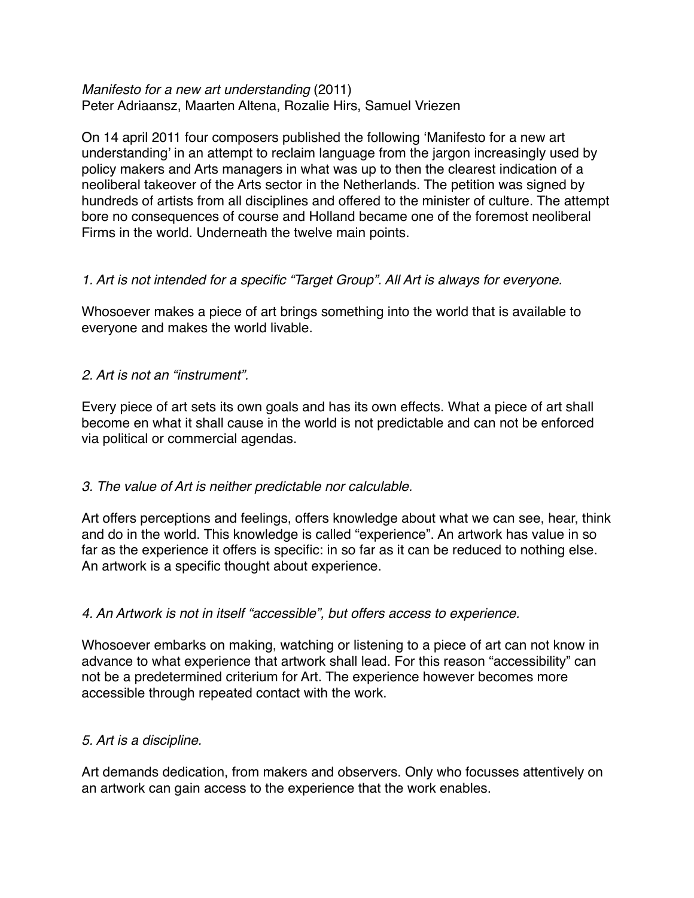*Manifesto for a new art understanding* (2011)
Peter Adriaansz, Maarten Altena, Rozalie Hirs, Samuel Vriezen

On 14 april 2011 four composers published the following 'Manifesto for a new art understanding' in an attempt to reclaim language from the jargon increasingly used by policy makers and Arts managers in what was up to then the clearest indication of a neoliberal takeover of the Arts sector in the Netherlands. The petition was signed by hundreds of artists from all disciplines and offered to the minister of culture. The attempt bore no consequences of course and Holland became one of the foremost neoliberal Firms in the world. Underneath the twelve main points.

*1. Art is not intended for a specific "Target Group". All Art is always for everyone.*

Whosoever makes a piece of art brings something into the world that is available to everyone and makes the world livable.

*2. Art is not an "instrument".*

Every piece of art sets its own goals and has its own effects. What a piece of art shall become en what it shall cause in the world is not predictable and can not be enforced via political or commercial agendas.

*3. The value of Art is neither predictable nor calculable.*

Art offers perceptions and feelings, offers knowledge about what we can see, hear, think and do in the world. This knowledge is called "experience". An artwork has value in so far as the experience it offers is specific: in so far as it can be reduced to nothing else. An artwork is a specific thought about experience.

*4. An Artwork is not in itself "accessible", but offers access to experience.*

Whosoever embarks on making, watching or listening to a piece of art can not know in advance to what experience that artwork shall lead. For this reason "accessibility" can not be a predetermined criterium for Art. The experience however becomes more accessible through repeated contact with the work.

*5. Art is a discipline.*

Art demands dedication, from makers and observers. Only who focusses attentively on an artwork can gain access to the experience that the work enables.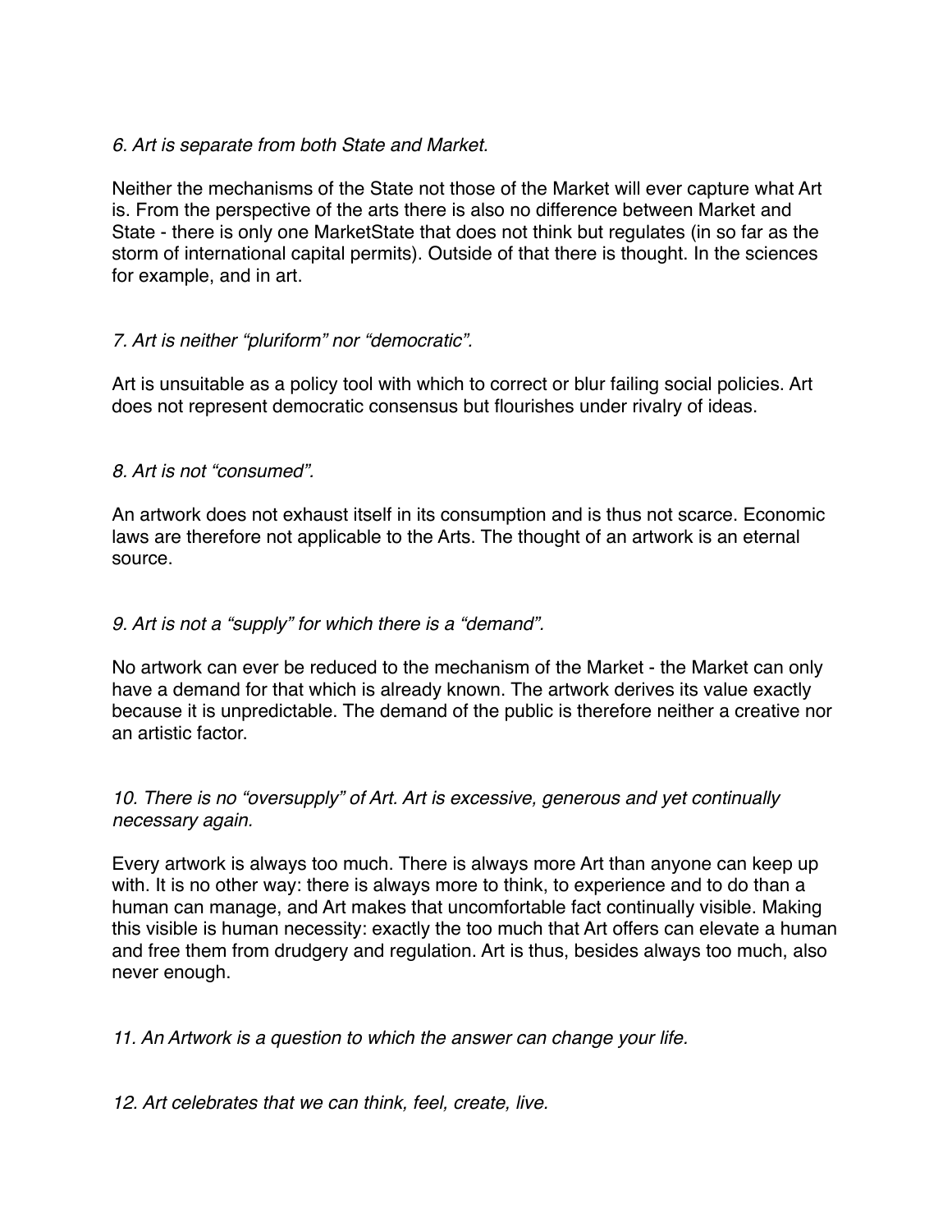*6. Art is separate from both State and Market.*

Neither the mechanisms of the State not those of the Market will ever capture what Art is. From the perspective of the arts there is also no difference between Market and State - there is only one MarketState that does not think but regulates (in so far as the storm of international capital permits). Outside of that there is thought. In the sciences for example, and in art.

*7. Art is neither "pluriform" nor "democratic".*

Art is unsuitable as a policy tool with which to correct or blur failing social policies. Art does not represent democratic consensus but flourishes under rivalry of ideas.

*8. Art is not "consumed".*

An artwork does not exhaust itself in its consumption and is thus not scarce. Economic laws are therefore not applicable to the Arts. The thought of an artwork is an eternal source.

*9. Art is not a "supply" for which there is a "demand".*

No artwork can ever be reduced to the mechanism of the Market - the Market can only have a demand for that which is already known. The artwork derives its value exactly because it is unpredictable. The demand of the public is therefore neither a creative nor an artistic factor.

*10. There is no "oversupply" of Art. Art is excessive, generous and yet continually necessary again.*

Every artwork is always too much. There is always more Art than anyone can keep up with. It is no other way: there is always more to think, to experience and to do than a human can manage, and Art makes that uncomfortable fact continually visible. Making this visible is human necessity: exactly the too much that Art offers can elevate a human and free them from drudgery and regulation. Art is thus, besides always too much, also never enough.

*11. An Artwork is a question to which the answer can change your life.*

*12. Art celebrates that we can think, feel, create, live.*